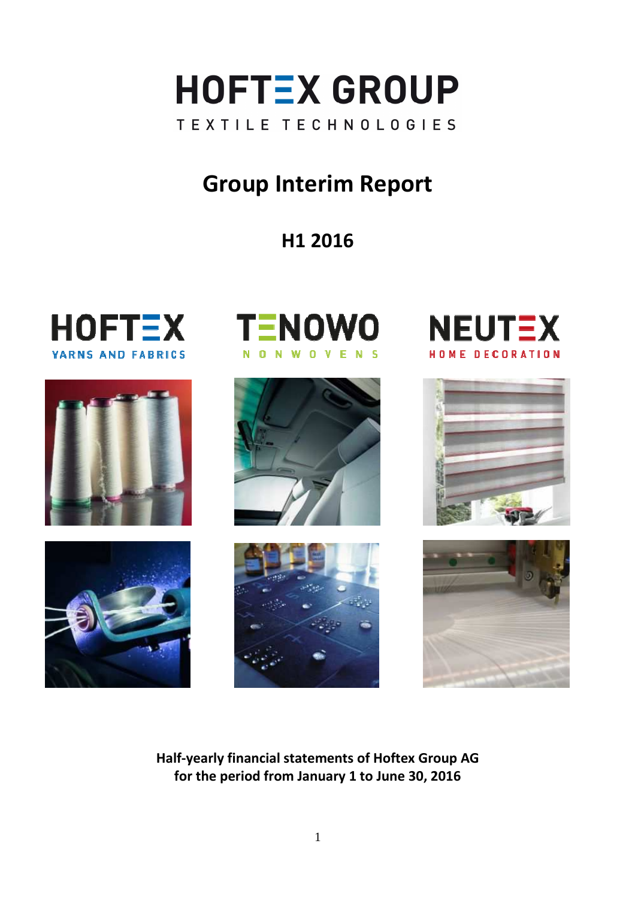# HOFTEX GROUP

TEXTILE TECHNOLOGIES

# Group Interim Report

## H1 2016

HOFTEX
YARNS AND FABRICS

TENOWO
NONWOVENS

NEUTEX
HOME DECORATION

**Half-yearly financial statements of Hoftex Group AG**
**for the period from January 1 to June 30, 2016**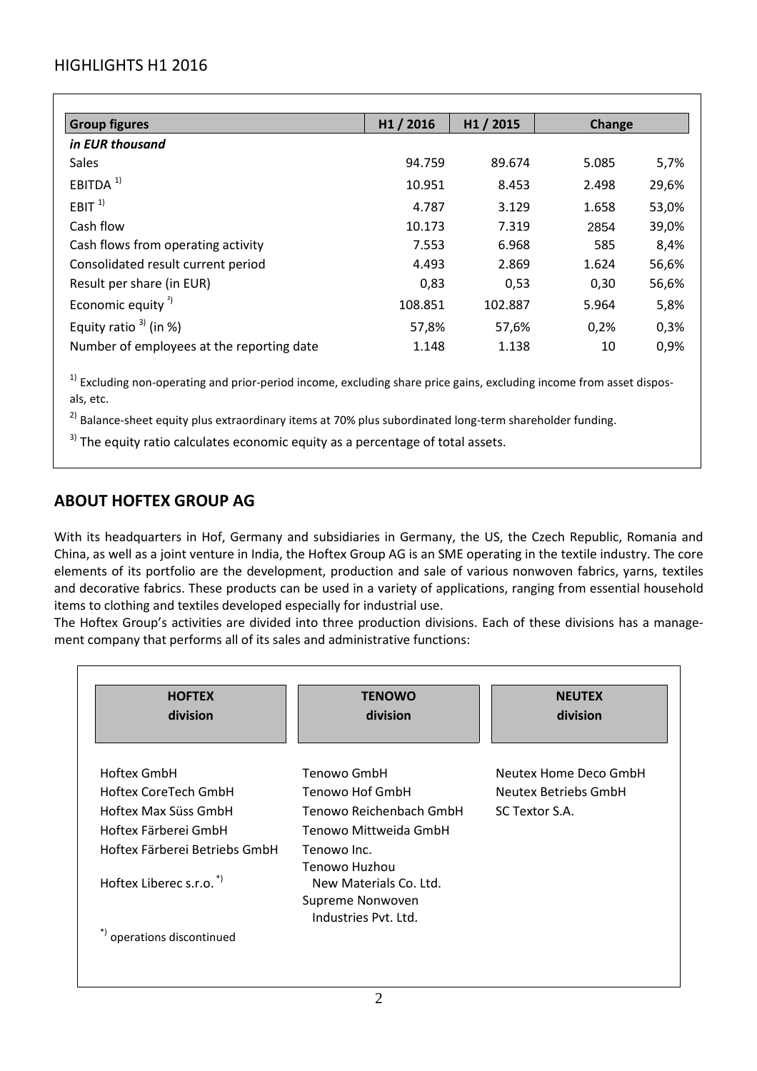## HIGHLIGHTS H1 2016

| Group figures | H1 / 2016 | H1 / 2015 | Change | |
|---|---|---|---|---|
| *in EUR thousand* | | | | |
| Sales | 94.759 | 89.674 | 5.085 | 5,7% |
| EBITDA [1] | 10.951 | 8.453 | 2.498 | 29,6% |
| EBIT [1] | 4.787 | 3.129 | 1.658 | 53,0% |
| Cash flow | 10.173 | 7.319 | 2854 | 39,0% |
| Cash flows from operating activity | 7.553 | 6.968 | 585 | 8,4% |
| Consolidated result current period | 4.493 | 2.869 | 1.624 | 56,6% |
| Result per share (in EUR) | 0,83 | 0,53 | 0,30 | 56,6% |
| Economic equity [2] | 108.851 | 102.887 | 5.964 | 5,8% |
| Equity ratio [3] (in %) | 57,8% | 57,6% | 0,2% | 0,3% |
| Number of employees at the reporting date | 1.148 | 1.138 | 10 | 0,9% |

[1] Excluding non-operating and prior-period income, excluding share price gains, excluding income from asset disposals, etc.

[2] Balance-sheet equity plus extraordinary items at 70% plus subordinated long-term shareholder funding.

[3] The equity ratio calculates economic equity as a percentage of total assets.

## ABOUT HOFTEX GROUP AG

With its headquarters in Hof, Germany and subsidiaries in Germany, the US, the Czech Republic, Romania and China, as well as a joint venture in India, the Hoftex Group AG is an SME operating in the textile industry. The core elements of its portfolio are the development, production and sale of various nonwoven fabrics, yarns, textiles and decorative fabrics. These products can be used in a variety of applications, ranging from essential household items to clothing and textiles developed especially for industrial use.
The Hoftex Group's activities are divided into three production divisions. Each of these divisions has a management company that performs all of its sales and administrative functions:

| HOFTEX division | TENOWO division | NEUTEX division |
|---|---|---|
| Hoftex GmbH | Tenowo GmbH | Neutex Home Deco GmbH |
| Hoftex CoreTech GmbH | Tenowo Hof GmbH | Neutex Betriebs GmbH |
| Hoftex Max Süss GmbH | Tenowo Reichenbach GmbH | SC Textor S.A. |
| Hoftex Färberei GmbH | Tenowo Mittweida GmbH | |
| Hoftex Färberei Betriebs GmbH | Tenowo Inc. | |
| Hoftex Liberec s.r.o. [*] | Tenowo Huzhou New Materials Co. Ltd. | |
| | Supreme Nonwoven Industries Pvt. Ltd. | |

[*] operations discontinued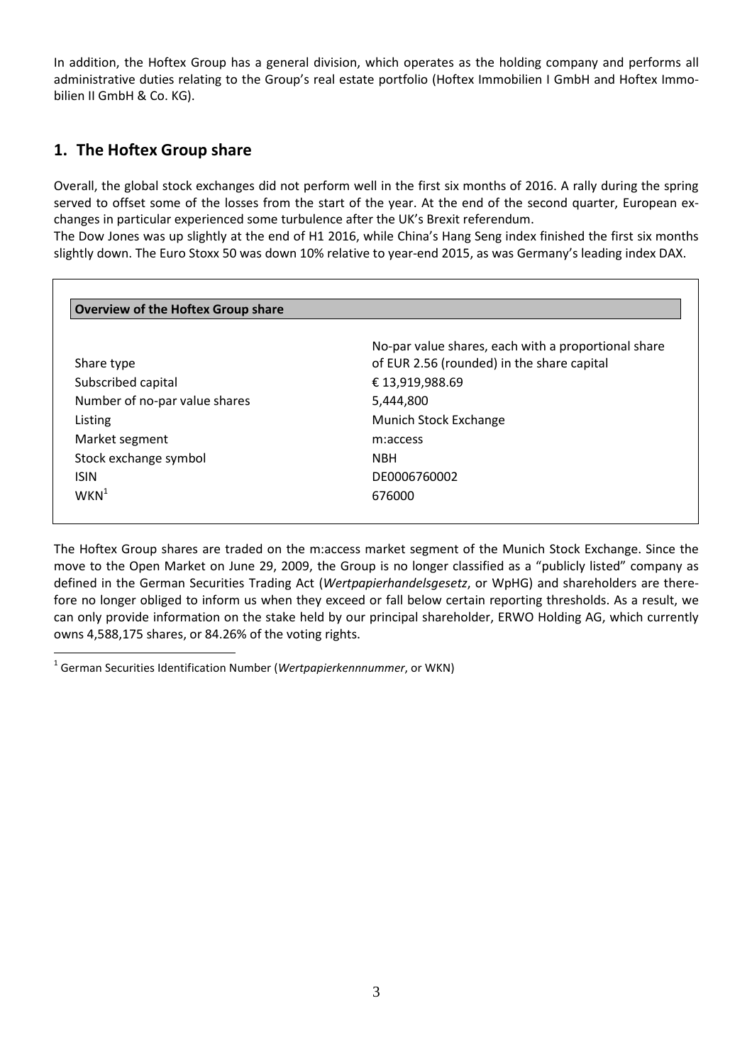In addition, the Hoftex Group has a general division, which operates as the holding company and performs all administrative duties relating to the Group's real estate portfolio (Hoftex Immobilien I GmbH and Hoftex Immobilien II GmbH & Co. KG).

## 1. The Hoftex Group share

Overall, the global stock exchanges did not perform well in the first six months of 2016. A rally during the spring served to offset some of the losses from the start of the year. At the end of the second quarter, European exchanges in particular experienced some turbulence after the UK's Brexit referendum.

The Dow Jones was up slightly at the end of H1 2016, while China's Hang Seng index finished the first six months slightly down. The Euro Stoxx 50 was down 10% relative to year-end 2015, as was Germany's leading index DAX.

| **Overview of the Hoftex Group share** | |
|---|---|
| Share type | No-par value shares, each with a proportional share of EUR 2.56 (rounded) in the share capital |
| Subscribed capital | € 13,919,988.69 |
| Number of no-par value shares | 5,444,800 |
| Listing | Munich Stock Exchange |
| Market segment | m:access |
| Stock exchange symbol | NBH |
| ISIN | DE0006760002 |
| WKN[1] | 676000 |

The Hoftex Group shares are traded on the m:access market segment of the Munich Stock Exchange. Since the move to the Open Market on June 29, 2009, the Group is no longer classified as a "publicly listed" company as defined in the German Securities Trading Act (*Wertpapierhandelsgesetz*, or WpHG) and shareholders are therefore no longer obliged to inform us when they exceed or fall below certain reporting thresholds. As a result, we can only provide information on the stake held by our principal shareholder, ERWO Holding AG, which currently owns 4,588,175 shares, or 84.26% of the voting rights.

[1] German Securities Identification Number (*Wertpapierkennnummer*, or WKN)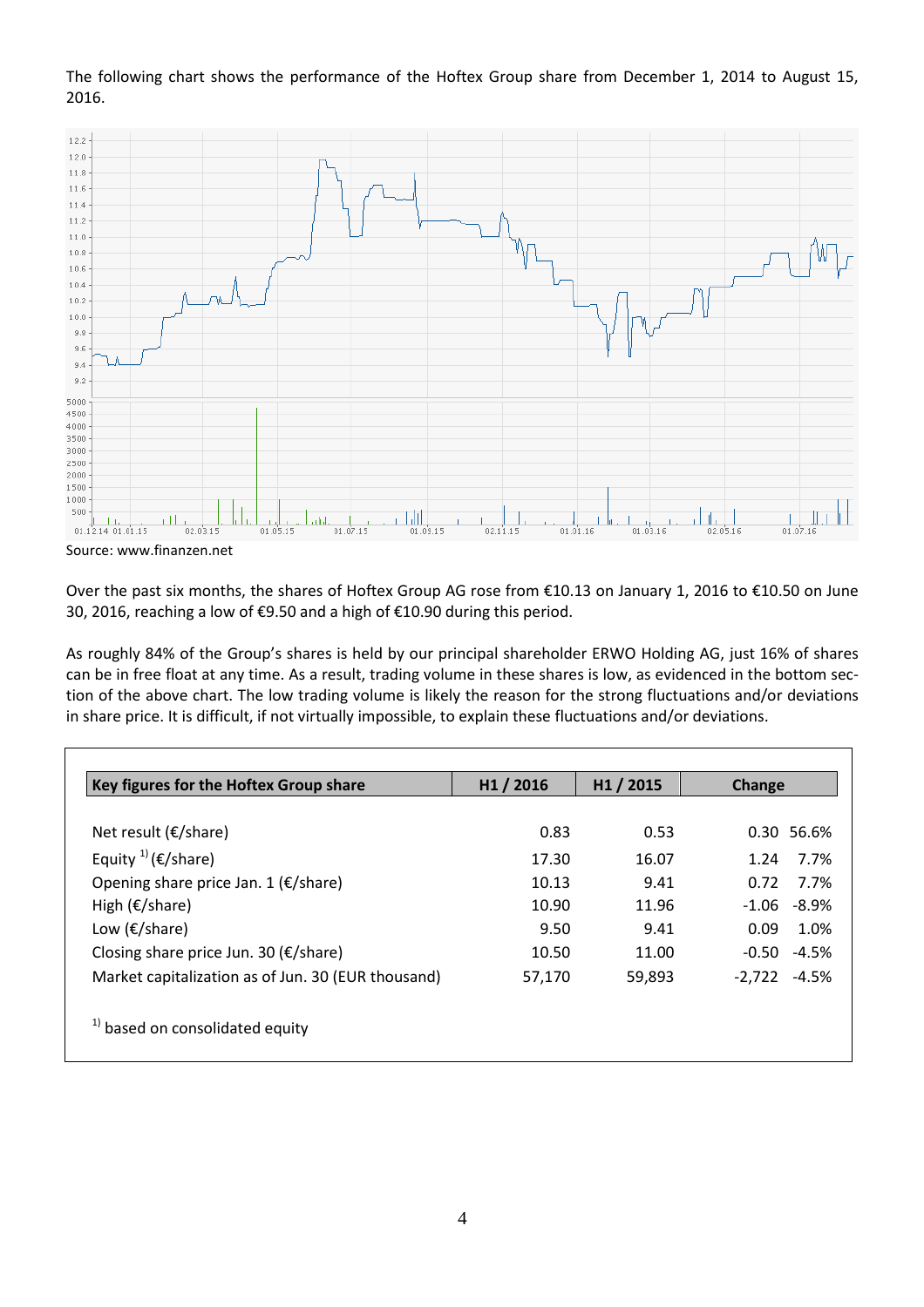The following chart shows the performance of the Hoftex Group share from December 1, 2014 to August 15, 2016.

Source: www.finanzen.net

Over the past six months, the shares of Hoftex Group AG rose from €10.13 on January 1, 2016 to €10.50 on June 30, 2016, reaching a low of €9.50 and a high of €10.90 during this period.

As roughly 84% of the Group's shares is held by our principal shareholder ERWO Holding AG, just 16% of shares can be in free float at any time. As a result, trading volume in these shares is low, as evidenced in the bottom section of the above chart. The low trading volume is likely the reason for the strong fluctuations and/or deviations in share price. It is difficult, if not virtually impossible, to explain these fluctuations and/or deviations.

| Key figures for the Hoftex Group share | H1 / 2016 | H1 / 2015 | Change | |
|---|---|---|---|---|
| Net result (€/share) | 0.83 | 0.53 | 0.30 | 56.6% |
| Equity [1] (€/share) | 17.30 | 16.07 | 1.24 | 7.7% |
| Opening share price Jan. 1 (€/share) | 10.13 | 9.41 | 0.72 | 7.7% |
| High (€/share) | 10.90 | 11.96 | -1.06 | -8.9% |
| Low (€/share) | 9.50 | 9.41 | 0.09 | 1.0% |
| Closing share price Jun. 30 (€/share) | 10.50 | 11.00 | -0.50 | -4.5% |
| Market capitalization as of Jun. 30 (EUR thousand) | 57,170 | 59,893 | -2,722 | -4.5% |

[1] based on consolidated equity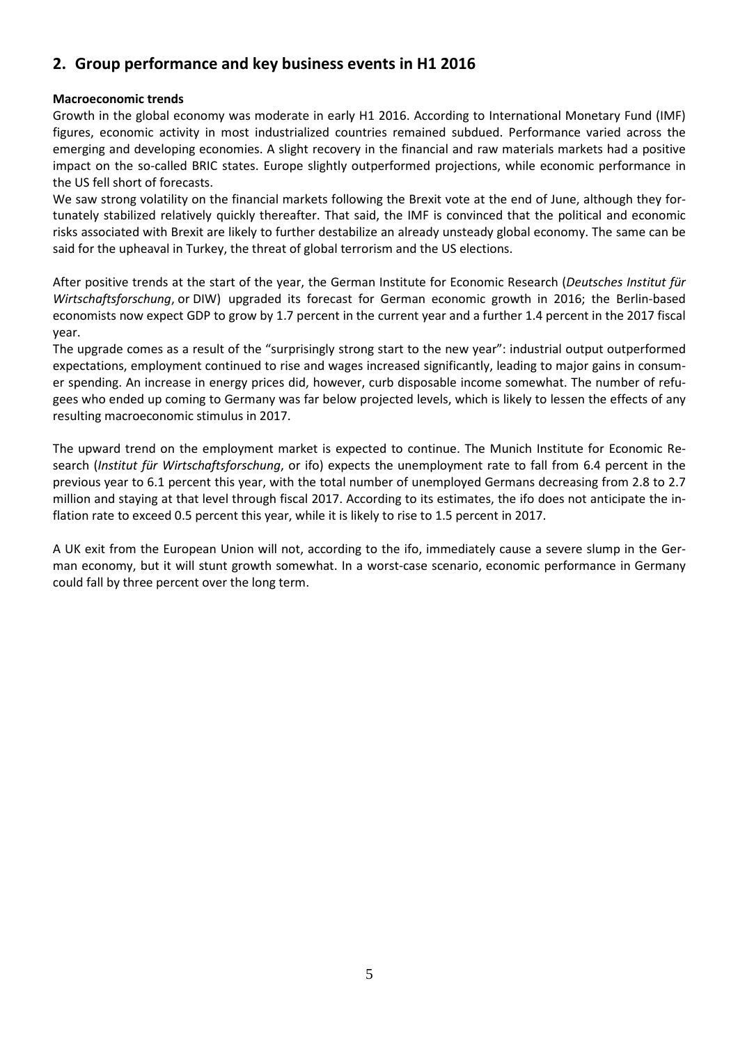## 2. Group performance and key business events in H1 2016

**Macroeconomic trends**

Growth in the global economy was moderate in early H1 2016. According to International Monetary Fund (IMF) figures, economic activity in most industrialized countries remained subdued. Performance varied across the emerging and developing economies. A slight recovery in the financial and raw materials markets had a positive impact on the so-called BRIC states. Europe slightly outperformed projections, while economic performance in the US fell short of forecasts.

We saw strong volatility on the financial markets following the Brexit vote at the end of June, although they fortunately stabilized relatively quickly thereafter. That said, the IMF is convinced that the political and economic risks associated with Brexit are likely to further destabilize an already unsteady global economy. The same can be said for the upheaval in Turkey, the threat of global terrorism and the US elections.

After positive trends at the start of the year, the German Institute for Economic Research (*Deutsches Institut für Wirtschaftsforschung*, or DIW) upgraded its forecast for German economic growth in 2016; the Berlin-based economists now expect GDP to grow by 1.7 percent in the current year and a further 1.4 percent in the 2017 fiscal year.

The upgrade comes as a result of the "surprisingly strong start to the new year": industrial output outperformed expectations, employment continued to rise and wages increased significantly, leading to major gains in consumer spending. An increase in energy prices did, however, curb disposable income somewhat. The number of refugees who ended up coming to Germany was far below projected levels, which is likely to lessen the effects of any resulting macroeconomic stimulus in 2017.

The upward trend on the employment market is expected to continue. The Munich Institute for Economic Research (*Institut für Wirtschaftsforschung*, or ifo) expects the unemployment rate to fall from 6.4 percent in the previous year to 6.1 percent this year, with the total number of unemployed Germans decreasing from 2.8 to 2.7 million and staying at that level through fiscal 2017. According to its estimates, the ifo does not anticipate the inflation rate to exceed 0.5 percent this year, while it is likely to rise to 1.5 percent in 2017.

A UK exit from the European Union will not, according to the ifo, immediately cause a severe slump in the German economy, but it will stunt growth somewhat. In a worst-case scenario, economic performance in Germany could fall by three percent over the long term.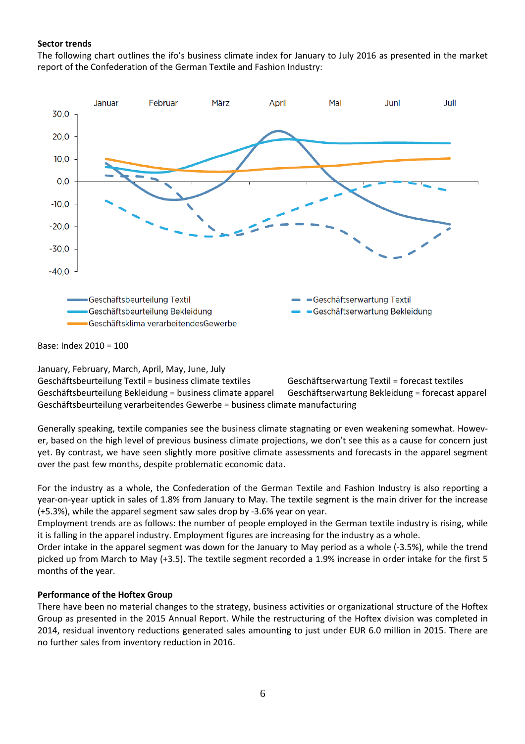**Sector trends**

The following chart outlines the ifo's business climate index for January to July 2016 as presented in the market report of the Confederation of the German Textile and Fashion Industry:

Base: Index 2010 = 100

January, February, March, April, May, June, July

Geschäftsbeurteilung Textil = business climate textiles
Geschäftserwartung Textil = forecast textiles
Geschäftsbeurteilung Bekleidung = business climate apparel
Geschäftserwartung Bekleidung = forecast apparel
Geschäftsbeurteilung verarbeitendes Gewerbe = business climate manufacturing

Generally speaking, textile companies see the business climate stagnating or even weakening somewhat. However, based on the high level of previous business climate projections, we don't see this as a cause for concern just yet. By contrast, we have seen slightly more positive climate assessments and forecasts in the apparel segment over the past few months, despite problematic economic data.

For the industry as a whole, the Confederation of the German Textile and Fashion Industry is also reporting a year-on-year uptick in sales of 1.8% from January to May. The textile segment is the main driver for the increase (+5.3%), while the apparel segment saw sales drop by -3.6% year on year.

Employment trends are as follows: the number of people employed in the German textile industry is rising, while it is falling in the apparel industry. Employment figures are increasing for the industry as a whole.

Order intake in the apparel segment was down for the January to May period as a whole (-3.5%), while the trend picked up from March to May (+3.5). The textile segment recorded a 1.9% increase in order intake for the first 5 months of the year.

**Performance of the Hoftex Group**

There have been no material changes to the strategy, business activities or organizational structure of the Hoftex Group as presented in the 2015 Annual Report. While the restructuring of the Hoftex division was completed in 2014, residual inventory reductions generated sales amounting to just under EUR 6.0 million in 2015. There are no further sales from inventory reduction in 2016.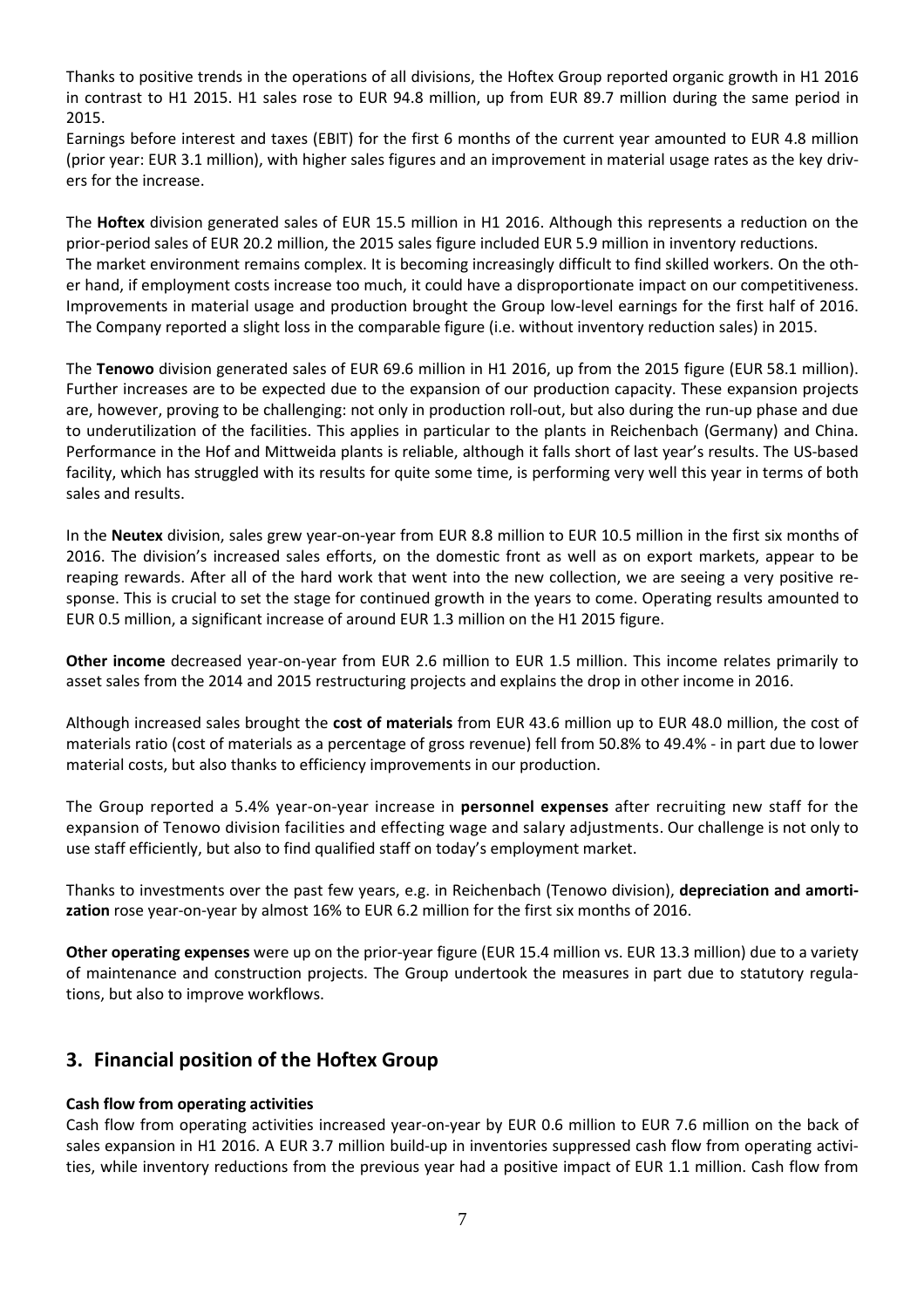Thanks to positive trends in the operations of all divisions, the Hoftex Group reported organic growth in H1 2016 in contrast to H1 2015. H1 sales rose to EUR 94.8 million, up from EUR 89.7 million during the same period in 2015.

Earnings before interest and taxes (EBIT) for the first 6 months of the current year amounted to EUR 4.8 million (prior year: EUR 3.1 million), with higher sales figures and an improvement in material usage rates as the key drivers for the increase.

The **Hoftex** division generated sales of EUR 15.5 million in H1 2016. Although this represents a reduction on the prior-period sales of EUR 20.2 million, the 2015 sales figure included EUR 5.9 million in inventory reductions. The market environment remains complex. It is becoming increasingly difficult to find skilled workers. On the other hand, if employment costs increase too much, it could have a disproportionate impact on our competitiveness. Improvements in material usage and production brought the Group low-level earnings for the first half of 2016. The Company reported a slight loss in the comparable figure (i.e. without inventory reduction sales) in 2015.

The **Tenowo** division generated sales of EUR 69.6 million in H1 2016, up from the 2015 figure (EUR 58.1 million). Further increases are to be expected due to the expansion of our production capacity. These expansion projects are, however, proving to be challenging: not only in production roll-out, but also during the run-up phase and due to underutilization of the facilities. This applies in particular to the plants in Reichenbach (Germany) and China. Performance in the Hof and Mittweida plants is reliable, although it falls short of last year's results. The US-based facility, which has struggled with its results for quite some time, is performing very well this year in terms of both sales and results.

In the **Neutex** division, sales grew year-on-year from EUR 8.8 million to EUR 10.5 million in the first six months of 2016. The division's increased sales efforts, on the domestic front as well as on export markets, appear to be reaping rewards. After all of the hard work that went into the new collection, we are seeing a very positive response. This is crucial to set the stage for continued growth in the years to come. Operating results amounted to EUR 0.5 million, a significant increase of around EUR 1.3 million on the H1 2015 figure.

**Other income** decreased year-on-year from EUR 2.6 million to EUR 1.5 million. This income relates primarily to asset sales from the 2014 and 2015 restructuring projects and explains the drop in other income in 2016.

Although increased sales brought the **cost of materials** from EUR 43.6 million up to EUR 48.0 million, the cost of materials ratio (cost of materials as a percentage of gross revenue) fell from 50.8% to 49.4% - in part due to lower material costs, but also thanks to efficiency improvements in our production.

The Group reported a 5.4% year-on-year increase in **personnel expenses** after recruiting new staff for the expansion of Tenowo division facilities and effecting wage and salary adjustments. Our challenge is not only to use staff efficiently, but also to find qualified staff on today's employment market.

Thanks to investments over the past few years, e.g. in Reichenbach (Tenowo division), **depreciation and amortization** rose year-on-year by almost 16% to EUR 6.2 million for the first six months of 2016.

**Other operating expenses** were up on the prior-year figure (EUR 15.4 million vs. EUR 13.3 million) due to a variety of maintenance and construction projects. The Group undertook the measures in part due to statutory regulations, but also to improve workflows.

## 3. Financial position of the Hoftex Group

**Cash flow from operating activities**

Cash flow from operating activities increased year-on-year by EUR 0.6 million to EUR 7.6 million on the back of sales expansion in H1 2016. A EUR 3.7 million build-up in inventories suppressed cash flow from operating activities, while inventory reductions from the previous year had a positive impact of EUR 1.1 million. Cash flow from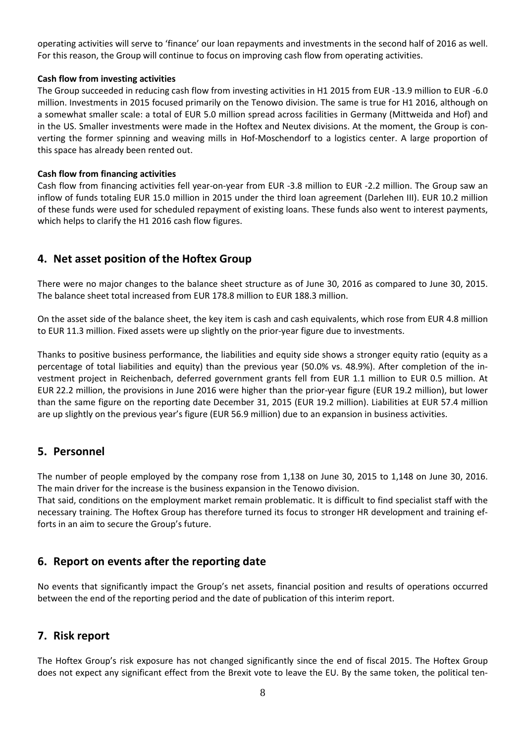operating activities will serve to 'finance' our loan repayments and investments in the second half of 2016 as well. For this reason, the Group will continue to focus on improving cash flow from operating activities.

**Cash flow from investing activities**

The Group succeeded in reducing cash flow from investing activities in H1 2015 from EUR -13.9 million to EUR -6.0 million. Investments in 2015 focused primarily on the Tenowo division. The same is true for H1 2016, although on a somewhat smaller scale: a total of EUR 5.0 million spread across facilities in Germany (Mittweida and Hof) and in the US. Smaller investments were made in the Hoftex and Neutex divisions. At the moment, the Group is converting the former spinning and weaving mills in Hof-Moschendorf to a logistics center. A large proportion of this space has already been rented out.

**Cash flow from financing activities**

Cash flow from financing activities fell year-on-year from EUR -3.8 million to EUR -2.2 million. The Group saw an inflow of funds totaling EUR 15.0 million in 2015 under the third loan agreement (Darlehen III). EUR 10.2 million of these funds were used for scheduled repayment of existing loans. These funds also went to interest payments, which helps to clarify the H1 2016 cash flow figures.

## 4. Net asset position of the Hoftex Group

There were no major changes to the balance sheet structure as of June 30, 2016 as compared to June 30, 2015. The balance sheet total increased from EUR 178.8 million to EUR 188.3 million.

On the asset side of the balance sheet, the key item is cash and cash equivalents, which rose from EUR 4.8 million to EUR 11.3 million. Fixed assets were up slightly on the prior-year figure due to investments.

Thanks to positive business performance, the liabilities and equity side shows a stronger equity ratio (equity as a percentage of total liabilities and equity) than the previous year (50.0% vs. 48.9%). After completion of the investment project in Reichenbach, deferred government grants fell from EUR 1.1 million to EUR 0.5 million. At EUR 22.2 million, the provisions in June 2016 were higher than the prior-year figure (EUR 19.2 million), but lower than the same figure on the reporting date December 31, 2015 (EUR 19.2 million). Liabilities at EUR 57.4 million are up slightly on the previous year's figure (EUR 56.9 million) due to an expansion in business activities.

## 5. Personnel

The number of people employed by the company rose from 1,138 on June 30, 2015 to 1,148 on June 30, 2016. The main driver for the increase is the business expansion in the Tenowo division.

That said, conditions on the employment market remain problematic. It is difficult to find specialist staff with the necessary training. The Hoftex Group has therefore turned its focus to stronger HR development and training efforts in an aim to secure the Group's future.

## 6. Report on events after the reporting date

No events that significantly impact the Group's net assets, financial position and results of operations occurred between the end of the reporting period and the date of publication of this interim report.

## 7. Risk report

The Hoftex Group's risk exposure has not changed significantly since the end of fiscal 2015. The Hoftex Group does not expect any significant effect from the Brexit vote to leave the EU. By the same token, the political ten-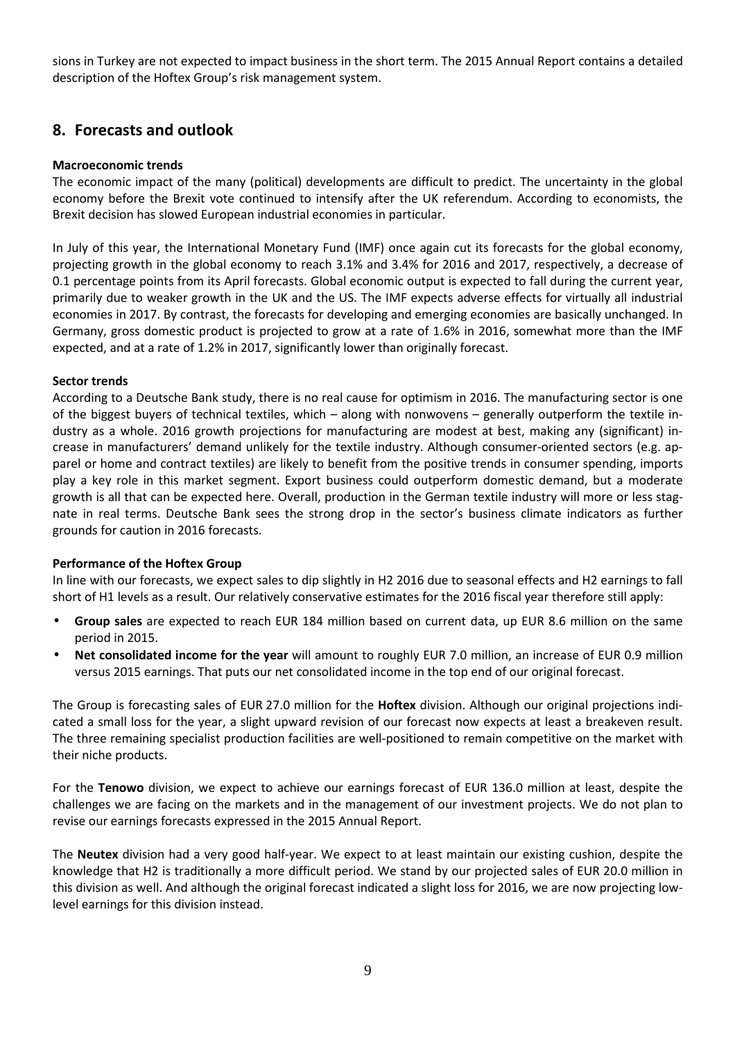sions in Turkey are not expected to impact business in the short term. The 2015 Annual Report contains a detailed description of the Hoftex Group's risk management system.

## 8. Forecasts and outlook

**Macroeconomic trends**

The economic impact of the many (political) developments are difficult to predict. The uncertainty in the global economy before the Brexit vote continued to intensify after the UK referendum. According to economists, the Brexit decision has slowed European industrial economies in particular.

In July of this year, the International Monetary Fund (IMF) once again cut its forecasts for the global economy, projecting growth in the global economy to reach 3.1% and 3.4% for 2016 and 2017, respectively, a decrease of 0.1 percentage points from its April forecasts. Global economic output is expected to fall during the current year, primarily due to weaker growth in the UK and the US. The IMF expects adverse effects for virtually all industrial economies in 2017. By contrast, the forecasts for developing and emerging economies are basically unchanged. In Germany, gross domestic product is projected to grow at a rate of 1.6% in 2016, somewhat more than the IMF expected, and at a rate of 1.2% in 2017, significantly lower than originally forecast.

**Sector trends**

According to a Deutsche Bank study, there is no real cause for optimism in 2016. The manufacturing sector is one of the biggest buyers of technical textiles, which – along with nonwovens – generally outperform the textile industry as a whole. 2016 growth projections for manufacturing are modest at best, making any (significant) increase in manufacturers' demand unlikely for the textile industry. Although consumer-oriented sectors (e.g. apparel or home and contract textiles) are likely to benefit from the positive trends in consumer spending, imports play a key role in this market segment. Export business could outperform domestic demand, but a moderate growth is all that can be expected here. Overall, production in the German textile industry will more or less stagnate in real terms. Deutsche Bank sees the strong drop in the sector's business climate indicators as further grounds for caution in 2016 forecasts.

**Performance of the Hoftex Group**

In line with our forecasts, we expect sales to dip slightly in H2 2016 due to seasonal effects and H2 earnings to fall short of H1 levels as a result. Our relatively conservative estimates for the 2016 fiscal year therefore still apply:

- **Group sales** are expected to reach EUR 184 million based on current data, up EUR 8.6 million on the same period in 2015.
- **Net consolidated income for the year** will amount to roughly EUR 7.0 million, an increase of EUR 0.9 million versus 2015 earnings. That puts our net consolidated income in the top end of our original forecast.

The Group is forecasting sales of EUR 27.0 million for the **Hoftex** division. Although our original projections indicated a small loss for the year, a slight upward revision of our forecast now expects at least a breakeven result. The three remaining specialist production facilities are well-positioned to remain competitive on the market with their niche products.

For the **Tenowo** division, we expect to achieve our earnings forecast of EUR 136.0 million at least, despite the challenges we are facing on the markets and in the management of our investment projects. We do not plan to revise our earnings forecasts expressed in the 2015 Annual Report.

The **Neutex** division had a very good half-year. We expect to at least maintain our existing cushion, despite the knowledge that H2 is traditionally a more difficult period. We stand by our projected sales of EUR 20.0 million in this division as well. And although the original forecast indicated a slight loss for 2016, we are now projecting low-level earnings for this division instead.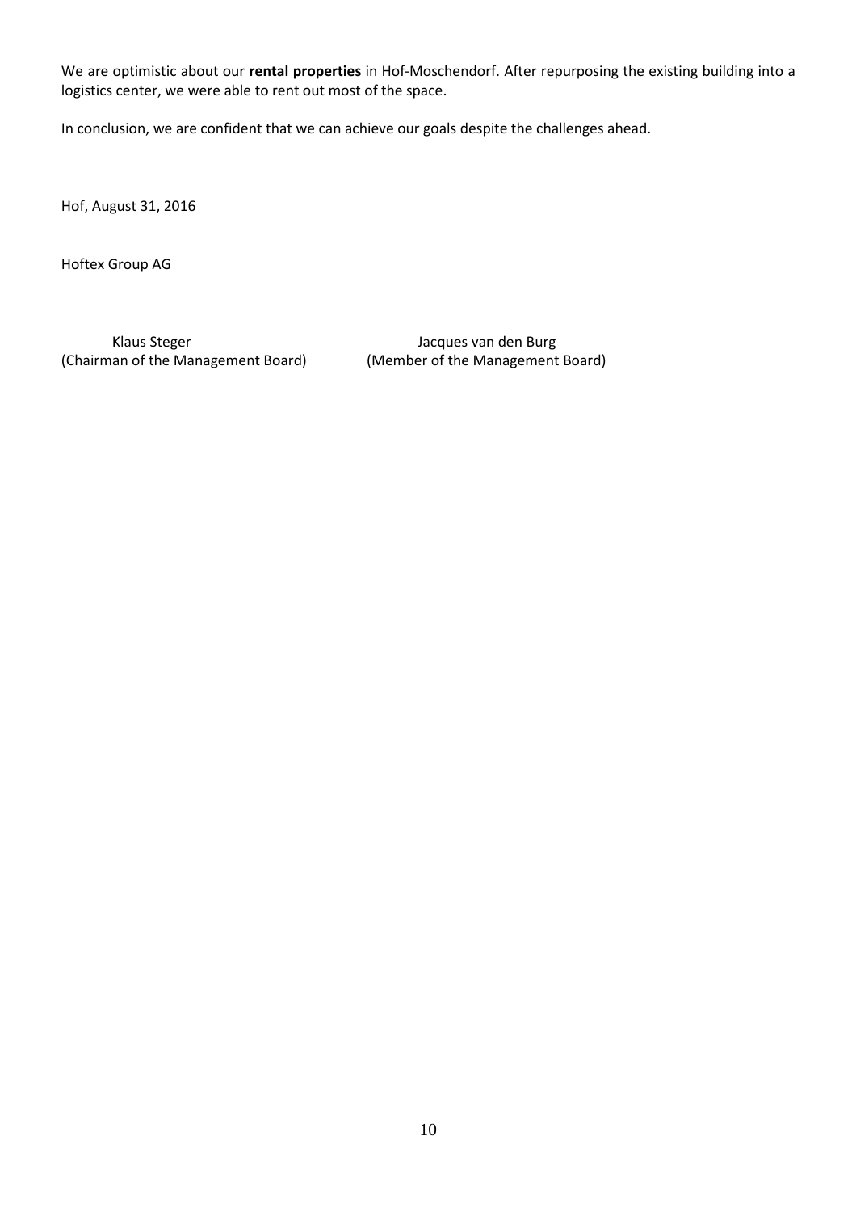We are optimistic about our **rental properties** in Hof-Moschendorf. After repurposing the existing building into a logistics center, we were able to rent out most of the space.

In conclusion, we are confident that we can achieve our goals despite the challenges ahead.

Hof, August 31, 2016

Hoftex Group AG

| Klaus Steger | Jacques van den Burg |
|---|---|
| (Chairman of the Management Board) | (Member of the Management Board) |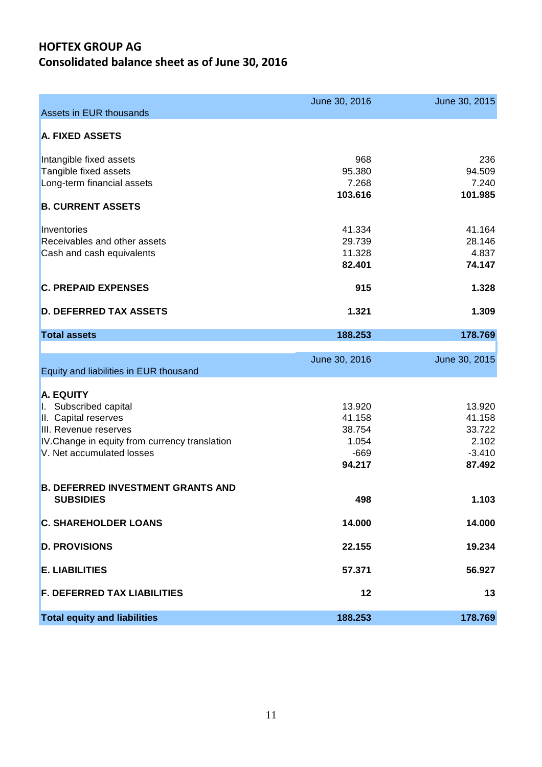# HOFTEX GROUP AG

## Consolidated balance sheet as of June 30, 2016

| Assets in EUR thousands | June 30, 2016 | June 30, 2015 |
|---|---|---|
| **A. FIXED ASSETS** | | |
| Intangible fixed assets | 968 | 236 |
| Tangible fixed assets | 95.380 | 94.509 |
| Long-term financial assets | 7.268 | 7.240 |
| | **103.616** | **101.985** |
| **B. CURRENT ASSETS** | | |
| Inventories | 41.334 | 41.164 |
| Receivables and other assets | 29.739 | 28.146 |
| Cash and cash equivalents | 11.328 | 4.837 |
| | **82.401** | **74.147** |
| **C. PREPAID EXPENSES** | **915** | **1.328** |
| **D. DEFERRED TAX ASSETS** | **1.321** | **1.309** |
| **Total assets** | **188.253** | **178.769** |

| Equity and liabilities in EUR thousand | June 30, 2016 | June 30, 2015 |
|---|---|---|
| **A. EQUITY** | | |
| I. Subscribed capital | 13.920 | 13.920 |
| II. Capital reserves | 41.158 | 41.158 |
| III. Revenue reserves | 38.754 | 33.722 |
| IV.Change in equity from currency translation | 1.054 | 2.102 |
| V. Net accumulated losses | -669 | -3.410 |
| | **94.217** | **87.492** |
| **B. DEFERRED INVESTMENT GRANTS AND SUBSIDIES** | **498** | **1.103** |
| **C. SHAREHOLDER LOANS** | **14.000** | **14.000** |
| **D. PROVISIONS** | **22.155** | **19.234** |
| **E. LIABILITIES** | **57.371** | **56.927** |
| **F. DEFERRED TAX LIABILITIES** | **12** | **13** |
| **Total equity and liabilities** | **188.253** | **178.769** |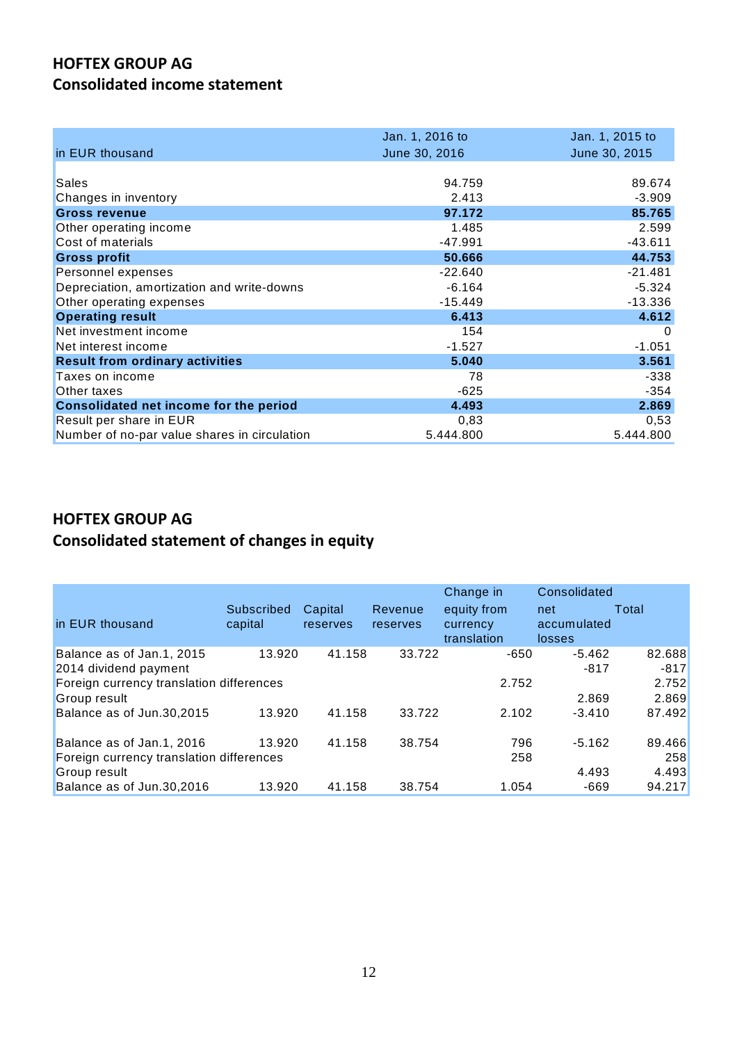# HOFTEX GROUP AG
## Consolidated income statement

| in EUR thousand | Jan. 1, 2016 to June 30, 2016 | Jan. 1, 2015 to June 30, 2015 |
|---|---|---|
| Sales | 94.759 | 89.674 |
| Changes in inventory | 2.413 | -3.909 |
| **Gross revenue** | **97.172** | **85.765** |
| Other operating income | 1.485 | 2.599 |
| Cost of materials | -47.991 | -43.611 |
| **Gross profit** | **50.666** | **44.753** |
| Personnel expenses | -22.640 | -21.481 |
| Depreciation, amortization and write-downs | -6.164 | -5.324 |
| Other operating expenses | -15.449 | -13.336 |
| **Operating result** | **6.413** | **4.612** |
| Net investment income | 154 | 0 |
| Net interest income | -1.527 | -1.051 |
| **Result from ordinary activities** | **5.040** | **3.561** |
| Taxes on income | 78 | -338 |
| Other taxes | -625 | -354 |
| **Consolidated net income for the period** | **4.493** | **2.869** |
| Result per share in EUR | 0,83 | 0,53 |
| Number of no-par value shares in circulation | 5.444.800 | 5.444.800 |

# HOFTEX GROUP AG
## Consolidated statement of changes in equity

| in EUR thousand | Subscribed capital | Capital reserves | Revenue reserves | Change in equity from currency translation | Consolidated net accumulated losses | Total |
|---|---|---|---|---|---|---|
| Balance as of Jan.1, 2015 | 13.920 | 41.158 | 33.722 | -650 | -5.462 | 82.688 |
| 2014 dividend payment | | | | | -817 | -817 |
| Foreign currency translation differences | | | | 2.752 | | 2.752 |
| Group result | | | | | 2.869 | 2.869 |
| Balance as of Jun.30,2015 | 13.920 | 41.158 | 33.722 | 2.102 | -3.410 | 87.492 |
| | | | | | | |
| Balance as of Jan.1, 2016 | 13.920 | 41.158 | 38.754 | 796 | -5.162 | 89.466 |
| Foreign currency translation differences | | | | 258 | | 258 |
| Group result | | | | | 4.493 | 4.493 |
| Balance as of Jun.30,2016 | 13.920 | 41.158 | 38.754 | 1.054 | -669 | 94.217 |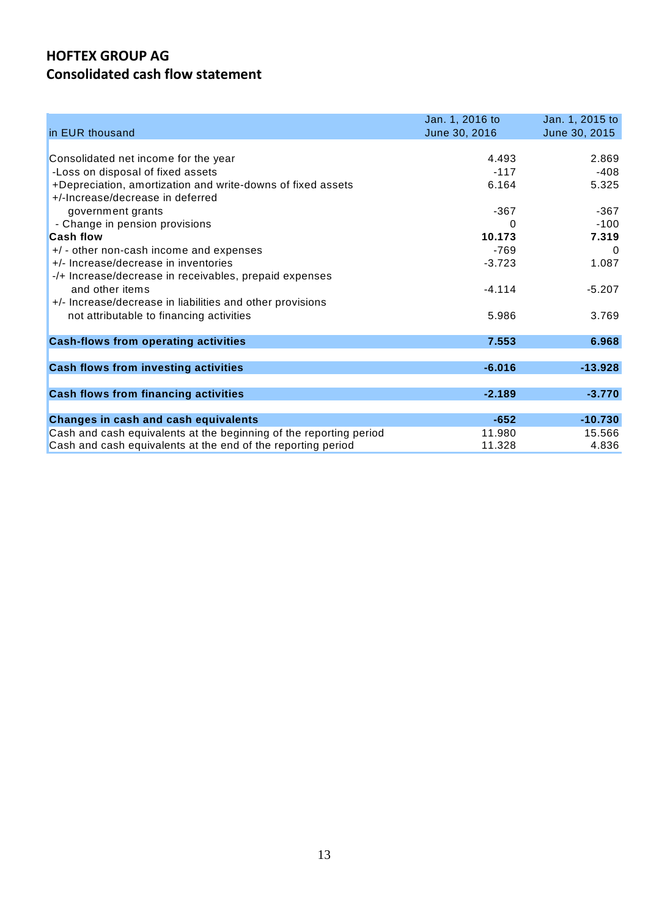## HOFTEX GROUP AG
## Consolidated cash flow statement

| in EUR thousand | Jan. 1, 2016 to June 30, 2016 | Jan. 1, 2015 to June 30, 2015 |
|---|---|---|
| Consolidated net income for the year | 4.493 | 2.869 |
| -Loss on disposal of fixed assets | -117 | -408 |
| +Depreciation, amortization and write-downs of fixed assets | 6.164 | 5.325 |
| +/-Increase/decrease in deferred government grants | -367 | -367 |
| - Change in pension provisions | 0 | -100 |
| **Cash flow** | **10.173** | **7.319** |
| +/ - other non-cash income and expenses | -769 | 0 |
| +/- Increase/decrease in inventories | -3.723 | 1.087 |
| -/+ Increase/decrease in receivables, prepaid expenses and other items | -4.114 | -5.207 |
| +/- Increase/decrease in liabilities and other provisions not attributable to financing activities | 5.986 | 3.769 |
| **Cash-flows from operating activities** | **7.553** | **6.968** |
| **Cash flows from investing activities** | **-6.016** | **-13.928** |
| **Cash flows from financing activities** | **-2.189** | **-3.770** |
| **Changes in cash and cash equivalents** | **-652** | **-10.730** |
| Cash and cash equivalents at the beginning of the reporting period | 11.980 | 15.566 |
| Cash and cash equivalents at the end of the reporting period | 11.328 | 4.836 |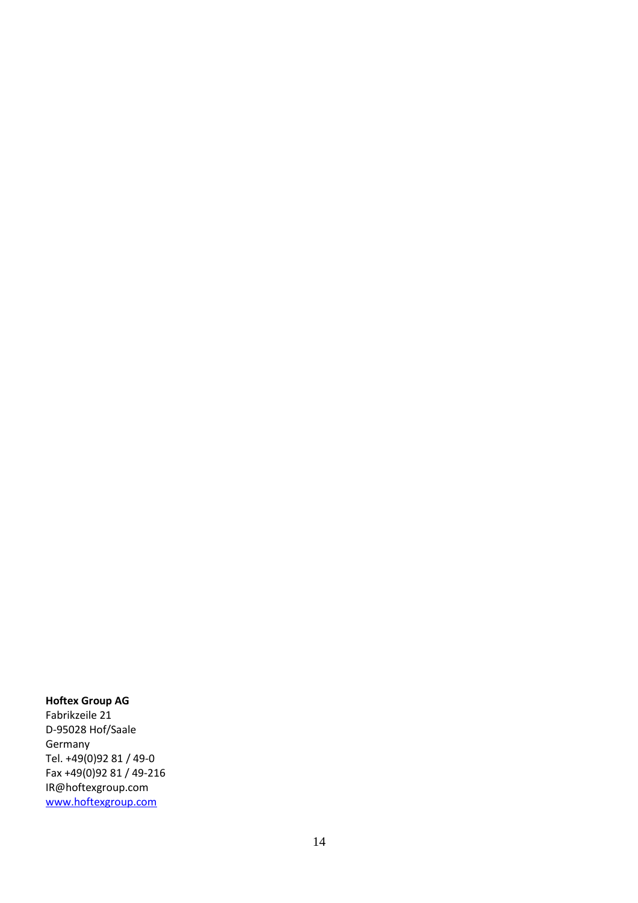**Hoftex Group AG**
Fabrikzeile 21
D-95028 Hof/Saale
Germany
Tel. +49(0)92 81 / 49-0
Fax +49(0)92 81 / 49-216
IR@hoftexgroup.com
www.hoftexgroup.com